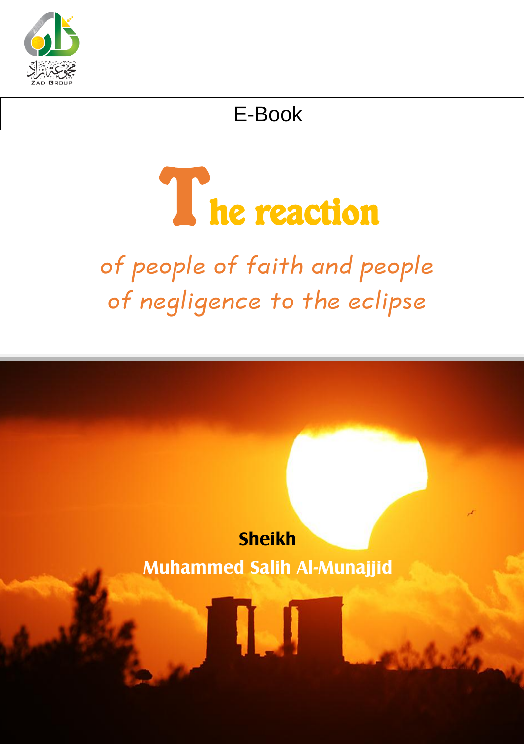E-Book

# The reaction

## of people of faith and people of negligence to the eclipse

**Sheikh**

**Muhammed Salih Al-Munajjid**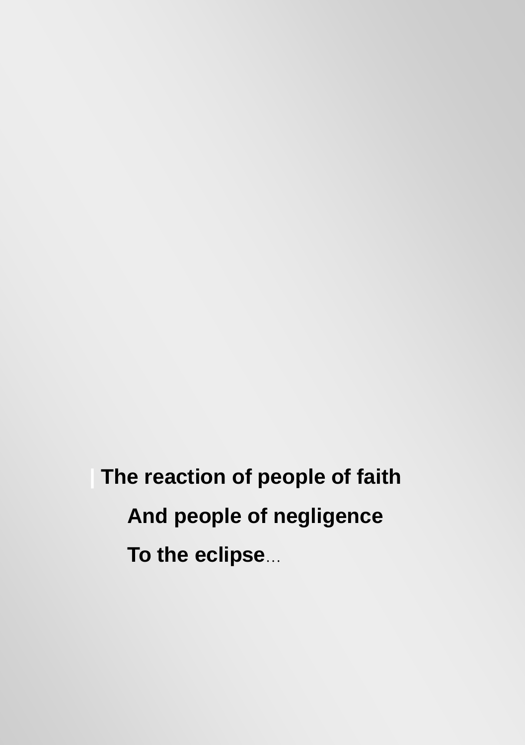**The reaction of people of faith**

**And people of negligence**

**To the eclipse**...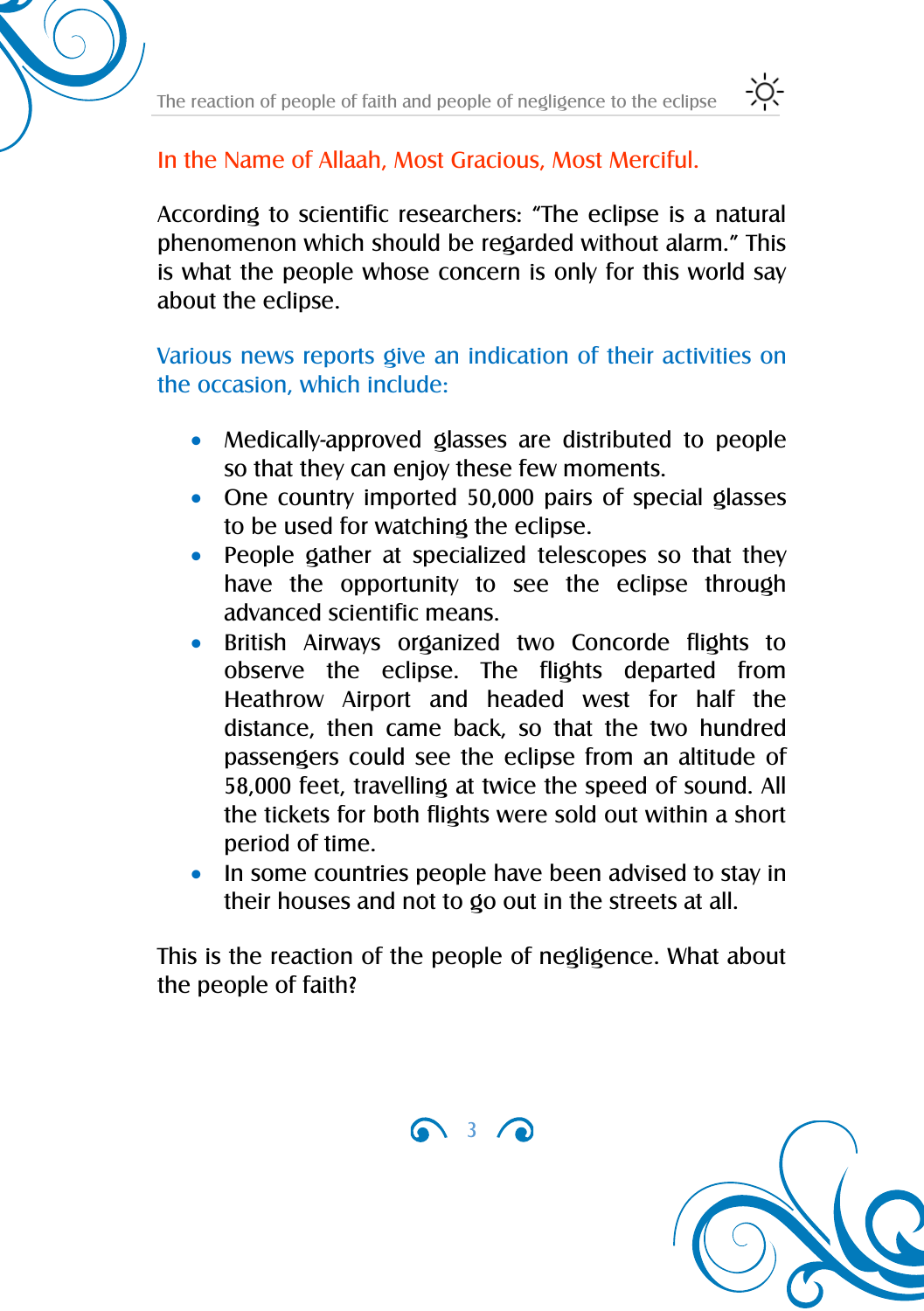In the Name of Allaah, Most Gracious, Most Merciful.

According to scientific researchers: "The eclipse is a natural phenomenon which should be regarded without alarm." This is what the people whose concern is only for this world say about the eclipse.

Various news reports give an indication of their activities on the occasion, which include:

- Medically-approved glasses are distributed to people so that they can enjoy these few moments.
- One country imported 50,000 pairs of special glasses to be used for watching the eclipse.
- People gather at specialized telescopes so that they have the opportunity to see the eclipse through advanced scientific means.
- British Airways organized two Concorde flights to observe the eclipse. The flights departed from Heathrow Airport and headed west for half the distance, then came back, so that the two hundred passengers could see the eclipse from an altitude of 58,000 feet, travelling at twice the speed of sound. All the tickets for both flights were sold out within a short period of time.
- In some countries people have been advised to stay in their houses and not to go out in the streets at all.

This is the reaction of the people of negligence. What about the people of faith?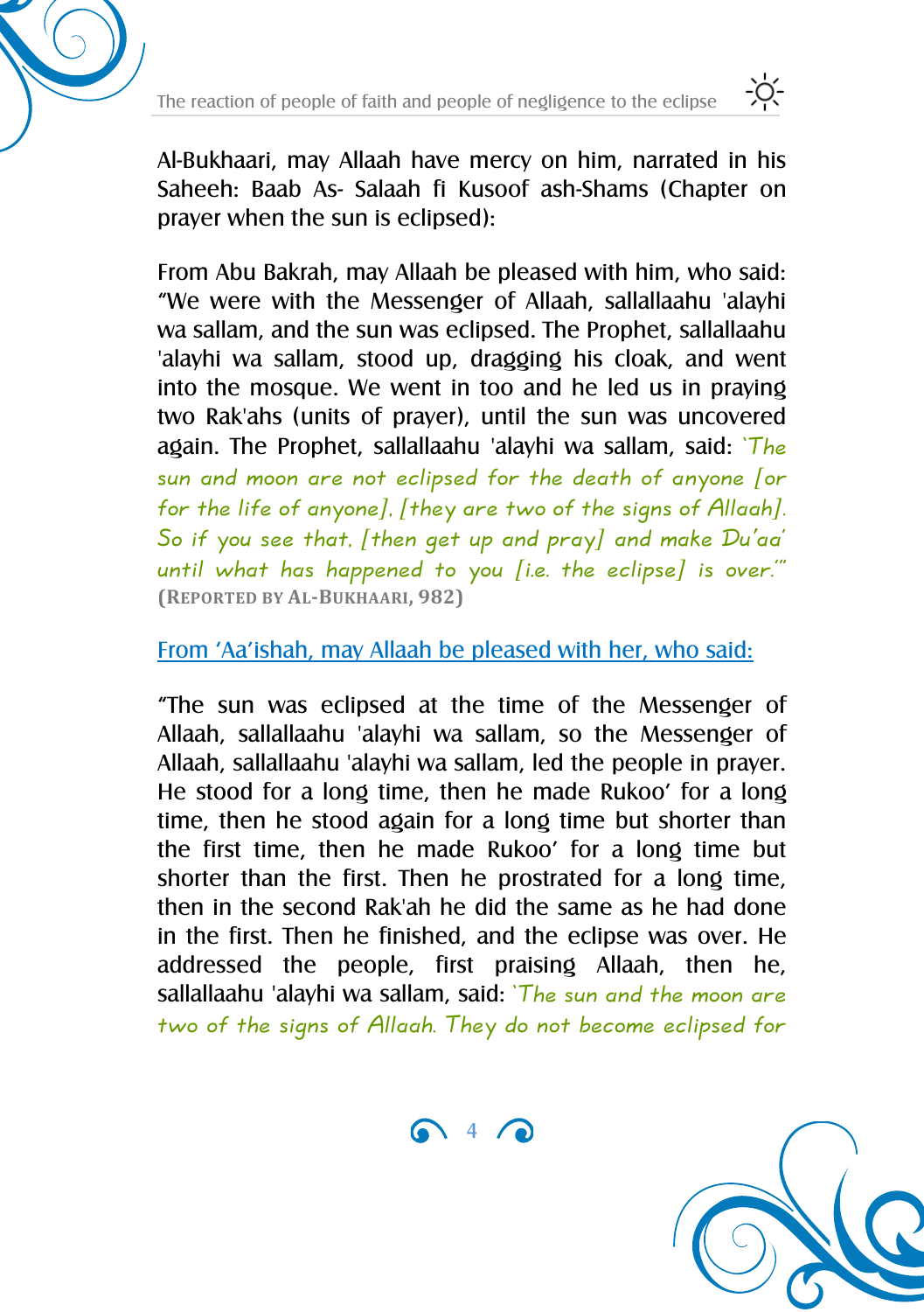Al-Bukhaari, may Allaah have mercy on him, narrated in his Saheeh: Baab As- Salaah fi Kusoof ash-Shams (Chapter on prayer when the sun is eclipsed):

From Abu Bakrah, may Allaah be pleased with him, who said: "We were with the Messenger of Allaah, sallallaahu 'alayhi wa sallam, and the sun was eclipsed. The Prophet, sallallaahu 'alayhi wa sallam, stood up, dragging his cloak, and went into the mosque. We went in too and he led us in praying two Rak'ahs (units of prayer), until the sun was uncovered again. The Prophet, sallallaahu 'alayhi wa sallam, said: *'The sun and moon are not eclipsed for the death of anyone [or for the life of anyone]. [they are two of the signs of Allaah]. So if you see that, [then get up and pray] and make Du'aa' until what has happened to you [i.e. the eclipse] is over.'"* **(Reported by Al-Bukhaari, 982)**

From 'Aa'ishah, may Allaah be pleased with her, who said:

"The sun was eclipsed at the time of the Messenger of Allaah, sallallaahu 'alayhi wa sallam, so the Messenger of Allaah, sallallaahu 'alayhi wa sallam, led the people in prayer. He stood for a long time, then he made Rukoo' for a long time, then he stood again for a long time but shorter than the first time, then he made Rukoo' for a long time but shorter than the first. Then he prostrated for a long time, then in the second Rak'ah he did the same as he had done in the first. Then he finished, and the eclipse was over. He addressed the people, first praising Allaah, then he, sallallaahu 'alayhi wa sallam, said: *'The sun and the moon are two of the signs of Allaah. They do not become eclipsed for*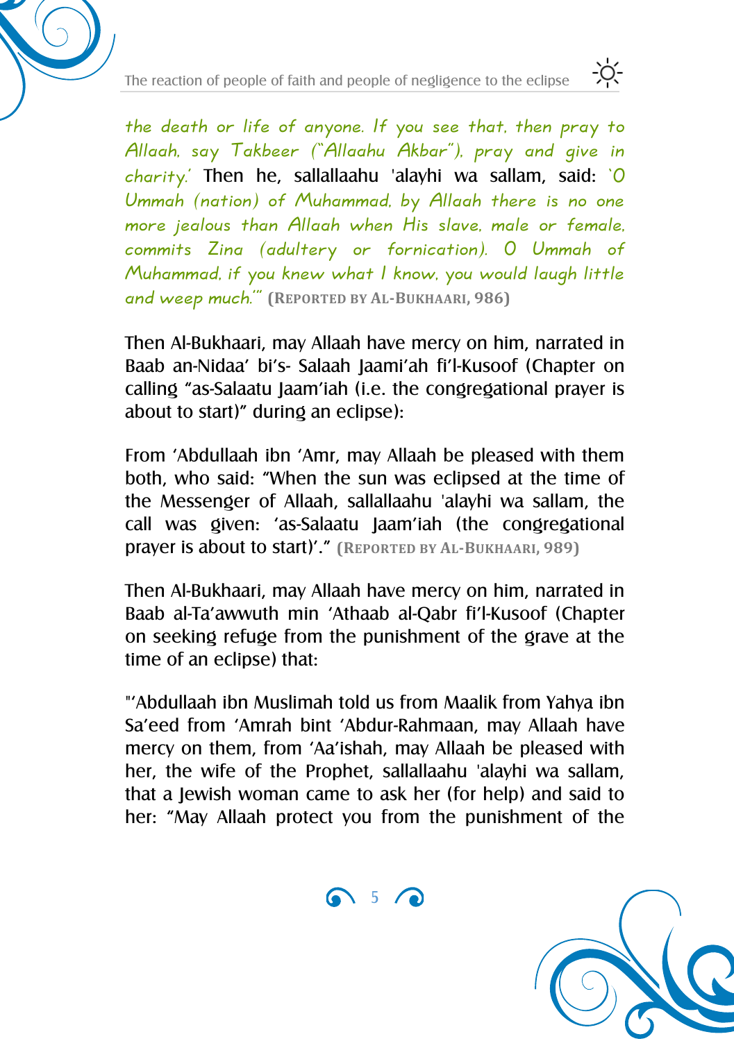*the death or life of anyone. If you see that, then pray to Allaah, say Takbeer ("Allaahu Akbar"), pray and give in charity.'* Then he, sallallaahu 'alayhi wa sallam, said: *'O Ummah (nation) of Muhammad, by Allaah there is no one more jealous than Allaah when His slave, male or female, commits Zina (adultery or fornication). O Ummah of Muhammad, if you knew what I know, you would laugh little and weep much.'"* **(Reported by Al-Bukhaari, 986)**

Then Al-Bukhaari, may Allaah have mercy on him, narrated in Baab an-Nidaa' bi's- Salaah Jaami'ah fi'l-Kusoof (Chapter on calling "as-Salaatu Jaam'iah (i.e. the congregational prayer is about to start)" during an eclipse):

From 'Abdullaah ibn 'Amr, may Allaah be pleased with them both, who said: "When the sun was eclipsed at the time of the Messenger of Allaah, sallallaahu 'alayhi wa sallam, the call was given: 'as-Salaatu Jaam'iah (the congregational prayer is about to start)'." **(Reported by Al-Bukhaari, 989)**

Then Al-Bukhaari, may Allaah have mercy on him, narrated in Baab al-Ta'awwuth min 'Athaab al-Qabr fi'l-Kusoof (Chapter on seeking refuge from the punishment of the grave at the time of an eclipse) that:

"'Abdullaah ibn Muslimah told us from Maalik from Yahya ibn Sa'eed from 'Amrah bint 'Abdur-Rahmaan, may Allaah have mercy on them, from 'Aa'ishah, may Allaah be pleased with her, the wife of the Prophet, sallallaahu 'alayhi wa sallam, that a Jewish woman came to ask her (for help) and said to her: "May Allaah protect you from the punishment of the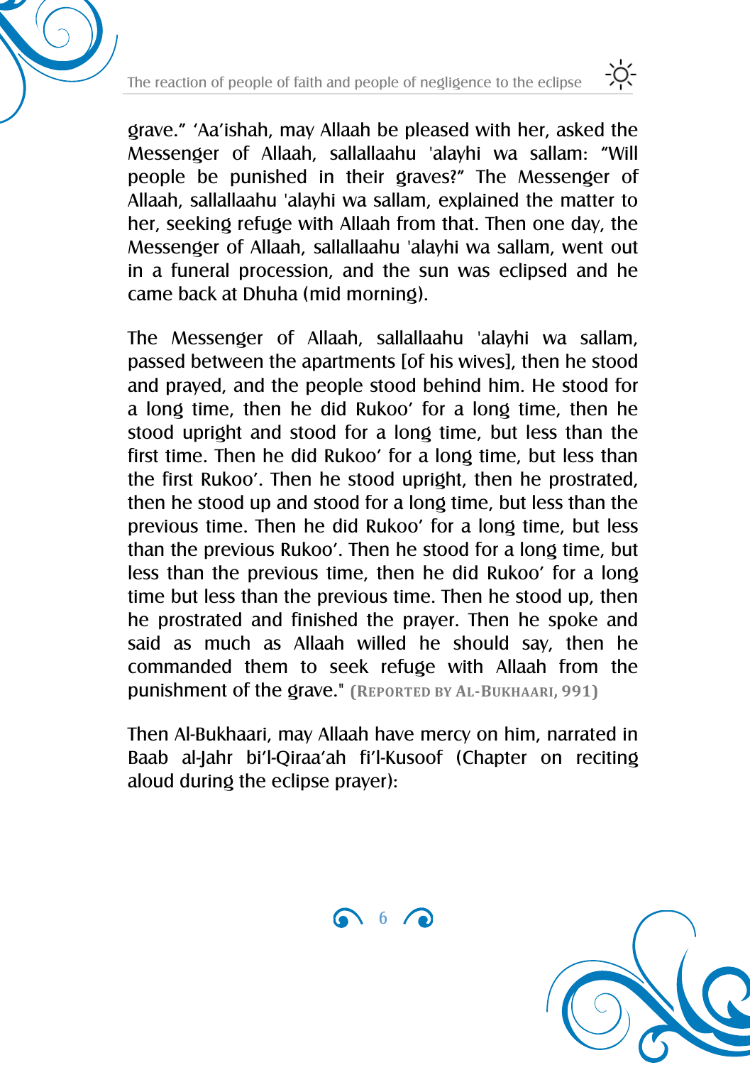grave." 'Aa'ishah, may Allaah be pleased with her, asked the Messenger of Allaah, sallallaahu 'alayhi wa sallam: "Will people be punished in their graves?" The Messenger of Allaah, sallallaahu 'alayhi wa sallam, explained the matter to her, seeking refuge with Allaah from that. Then one day, the Messenger of Allaah, sallallaahu 'alayhi wa sallam, went out in a funeral procession, and the sun was eclipsed and he came back at Dhuha (mid morning).

The Messenger of Allaah, sallallaahu 'alayhi wa sallam, passed between the apartments [of his wives], then he stood and prayed, and the people stood behind him. He stood for a long time, then he did Rukoo' for a long time, then he stood upright and stood for a long time, but less than the first time. Then he did Rukoo' for a long time, but less than the first Rukoo'. Then he stood upright, then he prostrated, then he stood up and stood for a long time, but less than the previous time. Then he did Rukoo' for a long time, but less than the previous Rukoo'. Then he stood for a long time, but less than the previous time, then he did Rukoo' for a long time but less than the previous time. Then he stood up, then he prostrated and finished the prayer. Then he spoke and said as much as Allaah willed he should say, then he commanded them to seek refuge with Allaah from the punishment of the grave." **(Reported by Al-Bukhaari, 991)**

Then Al-Bukhaari, may Allaah have mercy on him, narrated in Baab al-Jahr bi'l-Qiraa'ah fi'l-Kusoof (Chapter on reciting aloud during the eclipse prayer):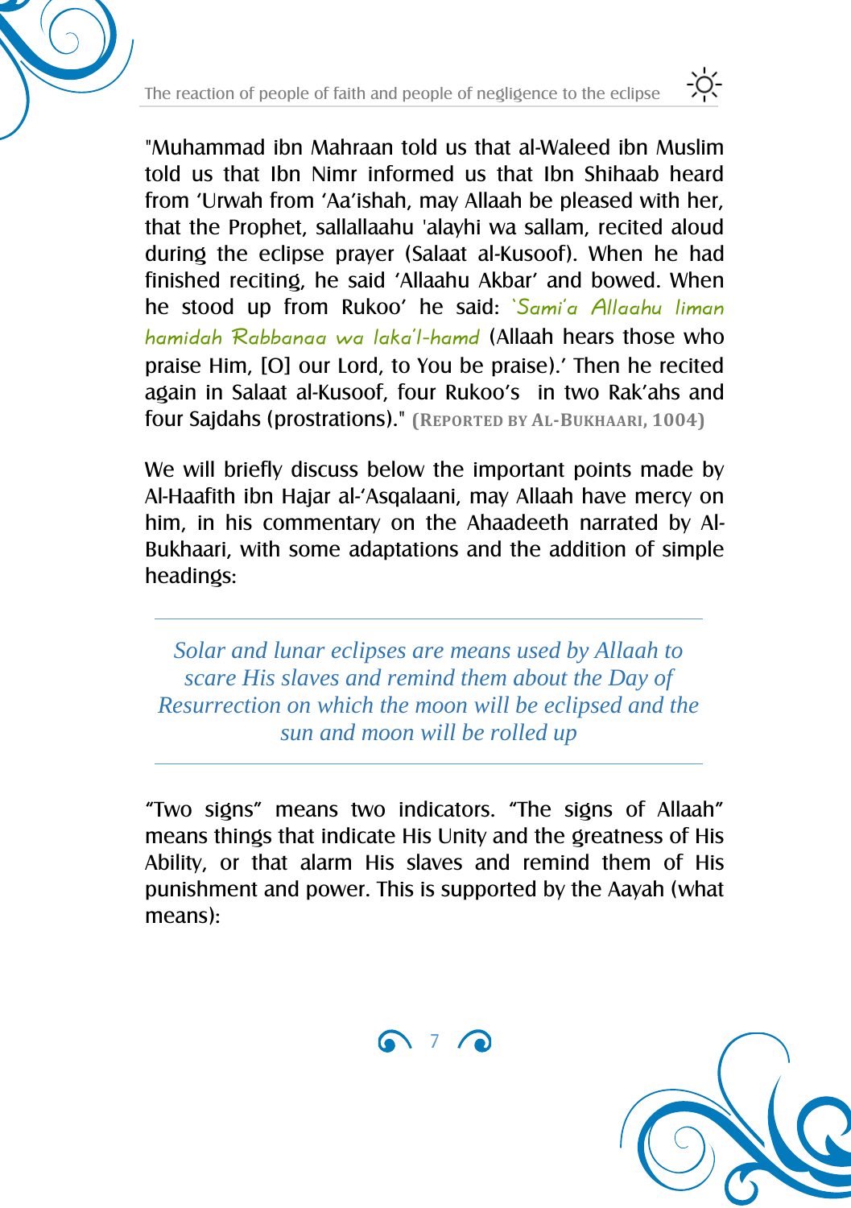"Muhammad ibn Mahraan told us that al-Waleed ibn Muslim told us that Ibn Nimr informed us that Ibn Shihaab heard from 'Urwah from 'Aa'ishah, may Allaah be pleased with her, that the Prophet, sallallaahu 'alayhi wa sallam, recited aloud during the eclipse prayer (Salaat al-Kusoof). When he had finished reciting, he said 'Allaahu Akbar' and bowed. When he stood up from Rukoo' he said: *'Sami'a Allaahu liman hamidah Rabbanaa wa laka'l-hamd* (Allaah hears those who praise Him, [O] our Lord, to You be praise).' Then he recited again in Salaat al-Kusoof, four Rukoo's in two Rak'ahs and four Sajdahs (prostrations)." **(Reported by Al-Bukhaari, 1004)**

We will briefly discuss below the important points made by Al-Haafith ibn Hajar al-'Asqalaani, may Allaah have mercy on him, in his commentary on the Ahaadeeth narrated by Al-Bukhaari, with some adaptations and the addition of simple headings:

### *Solar and lunar eclipses are means used by Allaah to scare His slaves and remind them about the Day of Resurrection on which the moon will be eclipsed and the sun and moon will be rolled up*

"Two signs" means two indicators. "The signs of Allaah" means things that indicate His Unity and the greatness of His Ability, or that alarm His slaves and remind them of His punishment and power. This is supported by the Aayah (what means):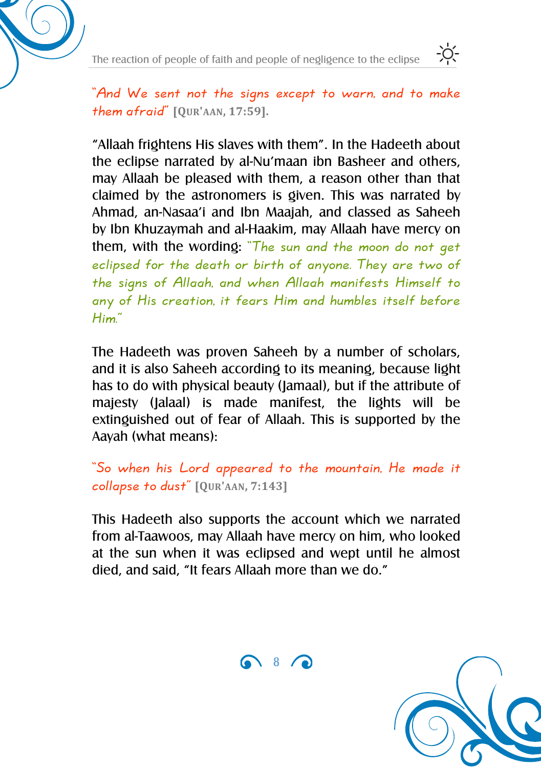*"And We sent not the signs except to warn, and to make them afraid"* **[QUR'AAN, 17:59].**

"Allaah frightens His slaves with them". In the Hadeeth about the eclipse narrated by al-Nu'maan ibn Basheer and others, may Allaah be pleased with them, a reason other than that claimed by the astronomers is given. This was narrated by Ahmad, an-Nasaa'i and Ibn Maajah, and classed as Saheeh by Ibn Khuzaymah and al-Haakim, may Allaah have mercy on them, with the wording: *"The sun and the moon do not get eclipsed for the death or birth of anyone. They are two of the signs of Allaah, and when Allaah manifests Himself to any of His creation, it fears Him and humbles itself before Him."*

The Hadeeth was proven Saheeh by a number of scholars, and it is also Saheeh according to its meaning, because light has to do with physical beauty (Jamaal), but if the attribute of majesty (Jalaal) is made manifest, the lights will be extinguished out of fear of Allaah. This is supported by the Aayah (what means):

*"So when his Lord appeared to the mountain, He made it collapse to dust"* **[QUR'AAN, 7:143]**

This Hadeeth also supports the account which we narrated from al-Taawoos, may Allaah have mercy on him, who looked at the sun when it was eclipsed and wept until he almost died, and said, "It fears Allaah more than we do."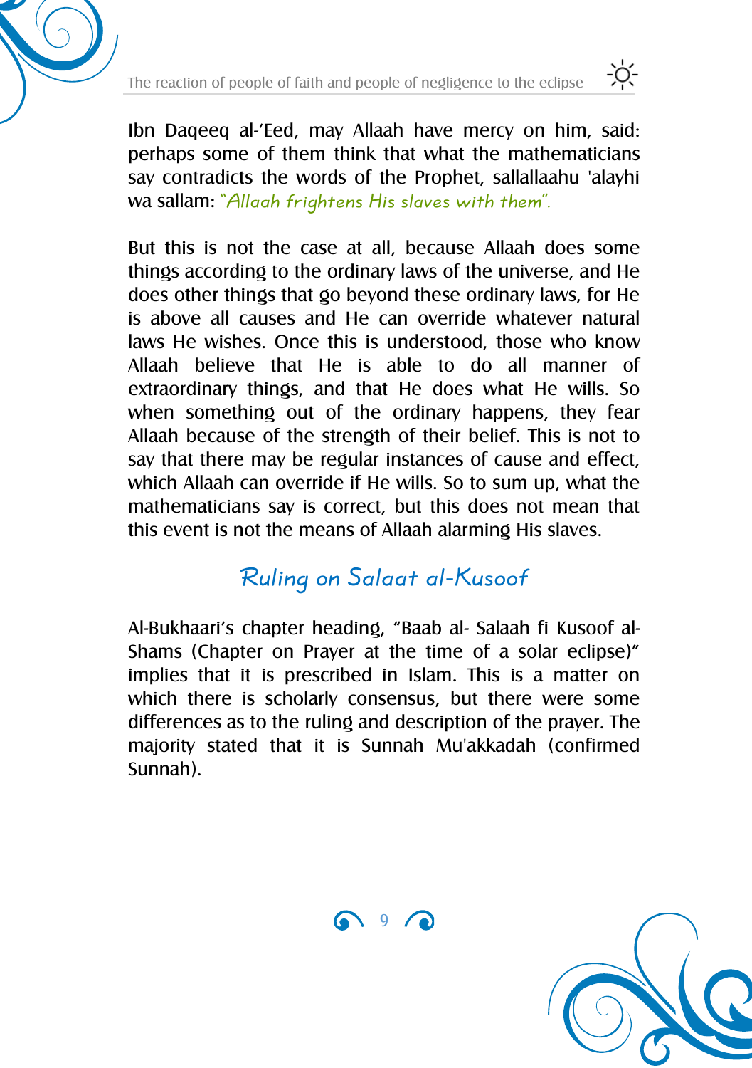Ibn Daqeeq al-'Eed, may Allaah have mercy on him, said: perhaps some of them think that what the mathematicians say contradicts the words of the Prophet, sallallaahu 'alayhi wa sallam: *"Allaah frightens His slaves with them".*

But this is not the case at all, because Allaah does some things according to the ordinary laws of the universe, and He does other things that go beyond these ordinary laws, for He is above all causes and He can override whatever natural laws He wishes. Once this is understood, those who know Allaah believe that He is able to do all manner of extraordinary things, and that He does what He wills. So when something out of the ordinary happens, they fear Allaah because of the strength of their belief. This is not to say that there may be regular instances of cause and effect, which Allaah can override if He wills. So to sum up, what the mathematicians say is correct, but this does not mean that this event is not the means of Allaah alarming His slaves.

## Ruling on Salaat al-Kusoof

Al-Bukhaari's chapter heading, "Baab al- Salaah fi Kusoof al-Shams (Chapter on Prayer at the time of a solar eclipse)" implies that it is prescribed in Islam. This is a matter on which there is scholarly consensus, but there were some differences as to the ruling and description of the prayer. The majority stated that it is Sunnah Mu'akkadah (confirmed Sunnah).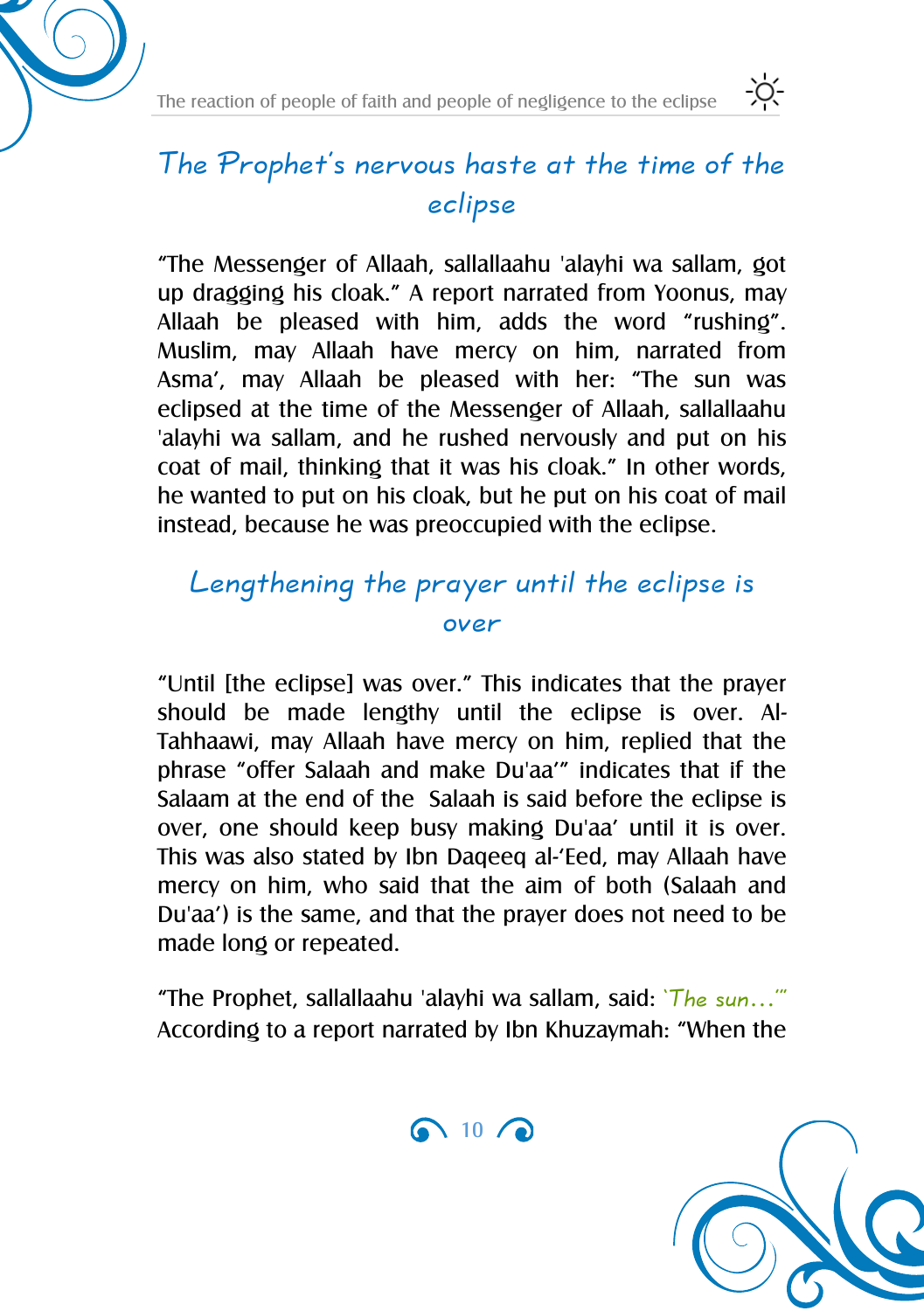## The Prophet's nervous haste at the time of the eclipse

"The Messenger of Allaah, sallallaahu 'alayhi wa sallam, got up dragging his cloak." A report narrated from Yoonus, may Allaah be pleased with him, adds the word "rushing". Muslim, may Allaah have mercy on him, narrated from Asma', may Allaah be pleased with her: "The sun was eclipsed at the time of the Messenger of Allaah, sallallaahu 'alayhi wa sallam, and he rushed nervously and put on his coat of mail, thinking that it was his cloak." In other words, he wanted to put on his cloak, but he put on his coat of mail instead, because he was preoccupied with the eclipse.

## Lengthening the prayer until the eclipse is over

"Until [the eclipse] was over." This indicates that the prayer should be made lengthy until the eclipse is over. Al-Tahhaawi, may Allaah have mercy on him, replied that the phrase "offer Salaah and make Du'aa'" indicates that if the Salaam at the end of the Salaah is said before the eclipse is over, one should keep busy making Du'aa' until it is over. This was also stated by Ibn Daqeeq al-'Eed, may Allaah have mercy on him, who said that the aim of both (Salaah and Du'aa') is the same, and that the prayer does not need to be made long or repeated.

"The Prophet, sallallaahu 'alayhi wa sallam, said: *'The sun…'*" According to a report narrated by Ibn Khuzaymah: "When the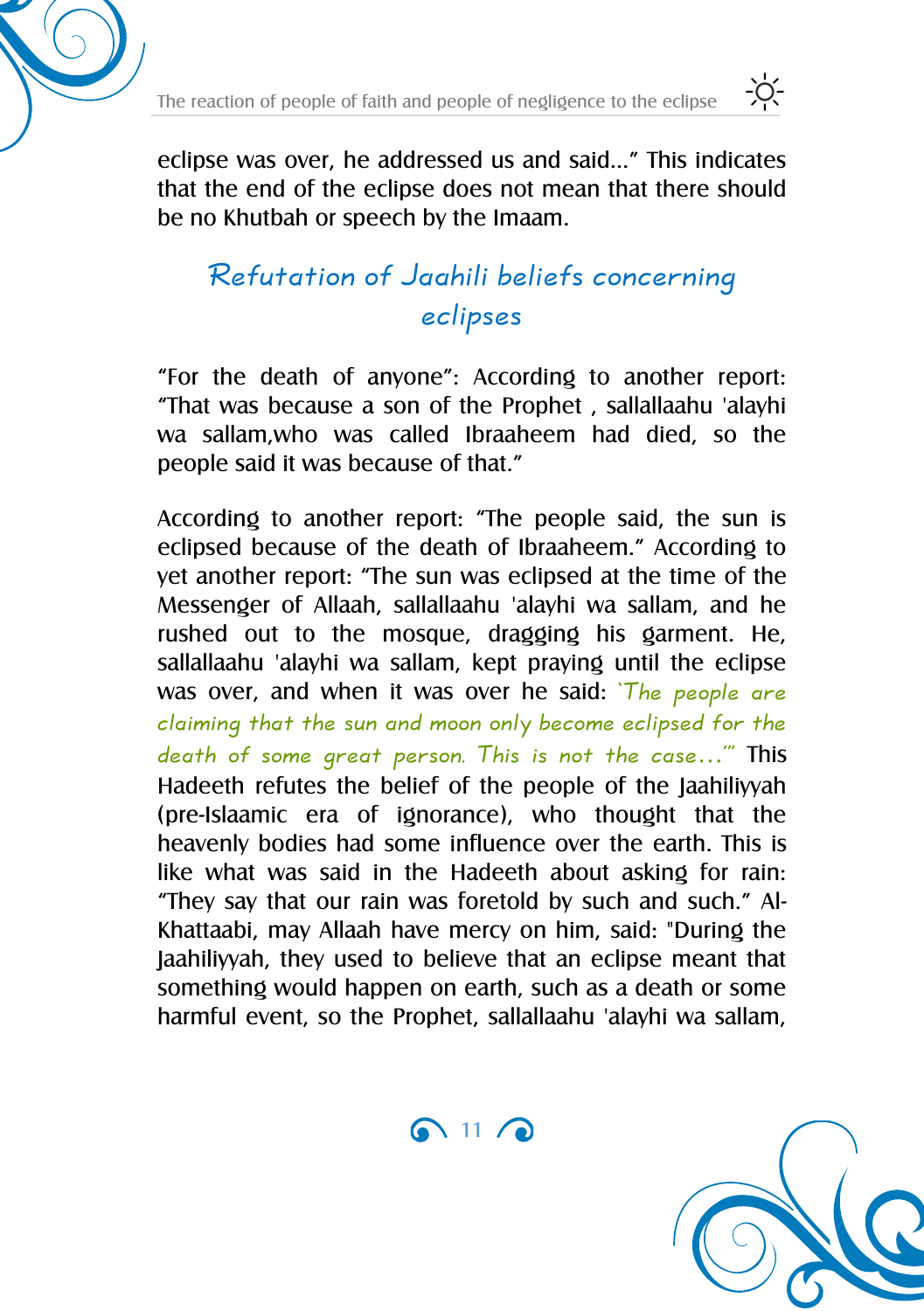eclipse was over, he addressed us and said…" This indicates that the end of the eclipse does not mean that there should be no Khutbah or speech by the Imaam.

## Refutation of Jaahili beliefs concerning eclipses

"For the death of anyone": According to another report: "That was because a son of the Prophet , sallallaahu 'alayhi wa sallam,who was called Ibraaheem had died, so the people said it was because of that."

According to another report: "The people said, the sun is eclipsed because of the death of Ibraaheem." According to yet another report: "The sun was eclipsed at the time of the Messenger of Allaah, sallallaahu 'alayhi wa sallam, and he rushed out to the mosque, dragging his garment. He, sallallaahu 'alayhi wa sallam, kept praying until the eclipse was over, and when it was over he said: *'The people are claiming that the sun and moon only become eclipsed for the death of some great person. This is not the case…'"* This Hadeeth refutes the belief of the people of the Jaahiliyyah (pre-Islaamic era of ignorance), who thought that the heavenly bodies had some influence over the earth. This is like what was said in the Hadeeth about asking for rain: "They say that our rain was foretold by such and such." Al-Khattaabi, may Allaah have mercy on him, said: "During the Jaahiliyyah, they used to believe that an eclipse meant that something would happen on earth, such as a death or some harmful event, so the Prophet, sallallaahu 'alayhi wa sallam,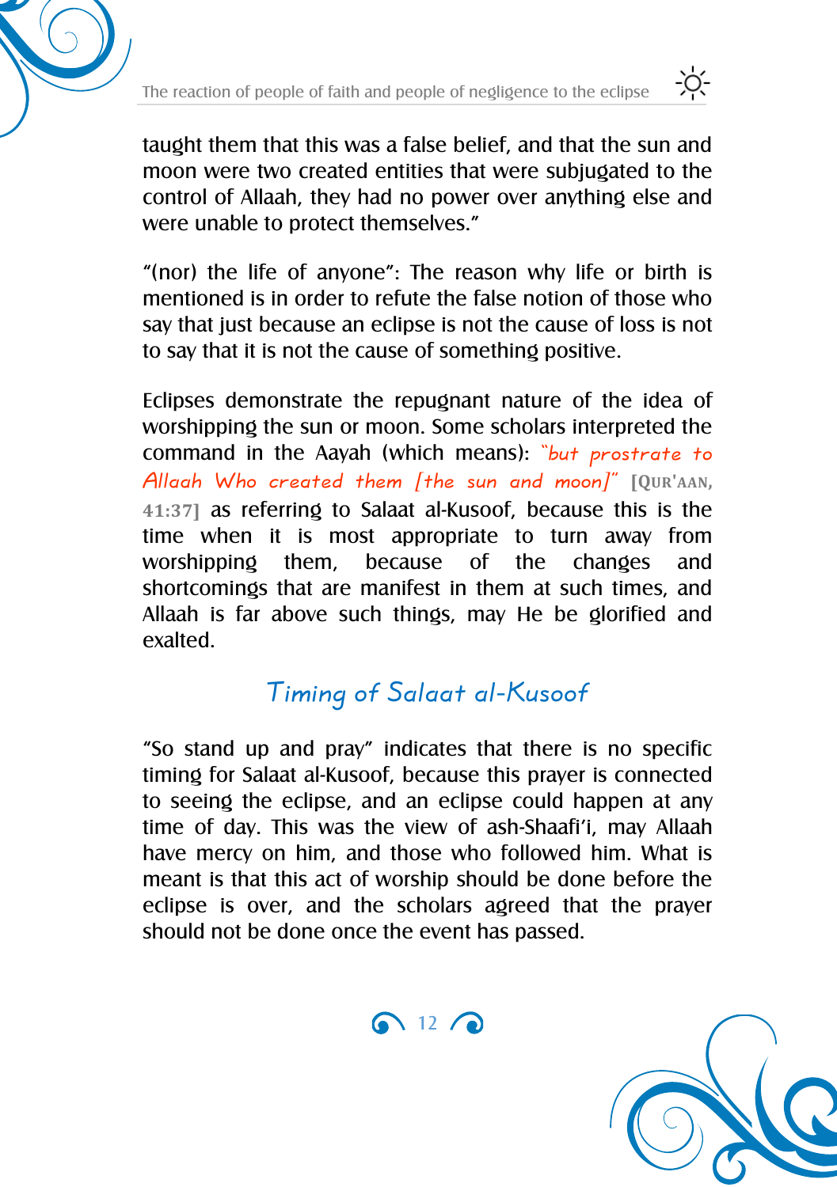taught them that this was a false belief, and that the sun and moon were two created entities that were subjugated to the control of Allaah, they had no power over anything else and were unable to protect themselves."

"(nor) the life of anyone": The reason why life or birth is mentioned is in order to refute the false notion of those who say that just because an eclipse is not the cause of loss is not to say that it is not the cause of something positive.

Eclipses demonstrate the repugnant nature of the idea of worshipping the sun or moon. Some scholars interpreted the command in the Aayah (which means): *"but prostrate to Allaah Who created them [the sun and moon]"* **[Qur'aan, 41:37]** as referring to Salaat al-Kusoof, because this is the time when it is most appropriate to turn away from worshipping them, because of the changes and shortcomings that are manifest in them at such times, and Allaah is far above such things, may He be glorified and exalted.

## Timing of Salaat al-Kusoof

"So stand up and pray" indicates that there is no specific timing for Salaat al-Kusoof, because this prayer is connected to seeing the eclipse, and an eclipse could happen at any time of day. This was the view of ash-Shaafi'i, may Allaah have mercy on him, and those who followed him. What is meant is that this act of worship should be done before the eclipse is over, and the scholars agreed that the prayer should not be done once the event has passed.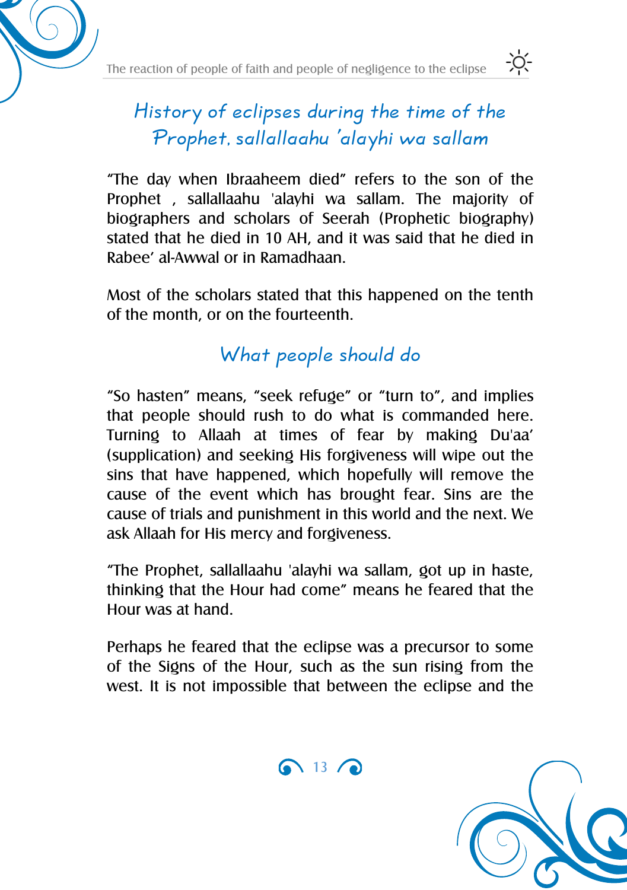## History of eclipses during the time of the Prophet, sallallaahu 'alayhi wa sallam

“The day when Ibraaheem died” refers to the son of the Prophet , sallallaahu 'alayhi wa sallam. The majority of biographers and scholars of Seerah (Prophetic biography) stated that he died in 10 AH, and it was said that he died in Rabee’ al-Awwal or in Ramadhaan.

Most of the scholars stated that this happened on the tenth of the month, or on the fourteenth.

## What people should do

“So hasten” means, “seek refuge” or “turn to”, and implies that people should rush to do what is commanded here. Turning to Allaah at times of fear by making Du'aa’ (supplication) and seeking His forgiveness will wipe out the sins that have happened, which hopefully will remove the cause of the event which has brought fear. Sins are the cause of trials and punishment in this world and the next. We ask Allaah for His mercy and forgiveness.

“The Prophet, sallallaahu 'alayhi wa sallam, got up in haste, thinking that the Hour had come” means he feared that the Hour was at hand.

Perhaps he feared that the eclipse was a precursor to some of the Signs of the Hour, such as the sun rising from the west. It is not impossible that between the eclipse and the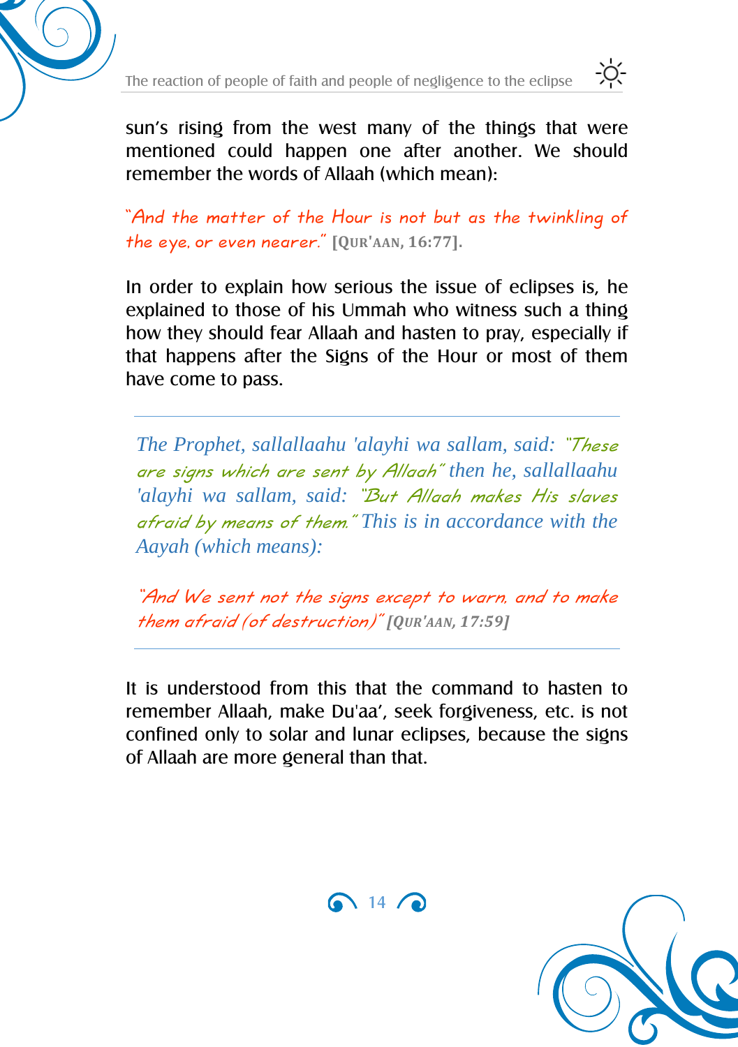sun's rising from the west many of the things that were mentioned could happen one after another. We should remember the words of Allaah (which mean):

*"And the matter of the Hour is not but as the twinkling of the eye, or even nearer."* **[QUR'AAN, 16:77].**

In order to explain how serious the issue of eclipses is, he explained to those of his Ummah who witness such a thing how they should fear Allaah and hasten to pray, especially if that happens after the Signs of the Hour or most of them have come to pass.

---

*The Prophet, sallallaahu 'alayhi wa sallam, said: "These are signs which are sent by Allaah" then he, sallallaahu 'alayhi wa sallam, said: "But Allaah makes His slaves afraid by means of them." This is in accordance with the Aayah (which means):*

*"And We sent not the signs except to warn, and to make them afraid (of destruction)"* ***[QUR'AAN, 17:59]***

---

It is understood from this that the command to hasten to remember Allaah, make Du'aa', seek forgiveness, etc. is not confined only to solar and lunar eclipses, because the signs of Allaah are more general than that.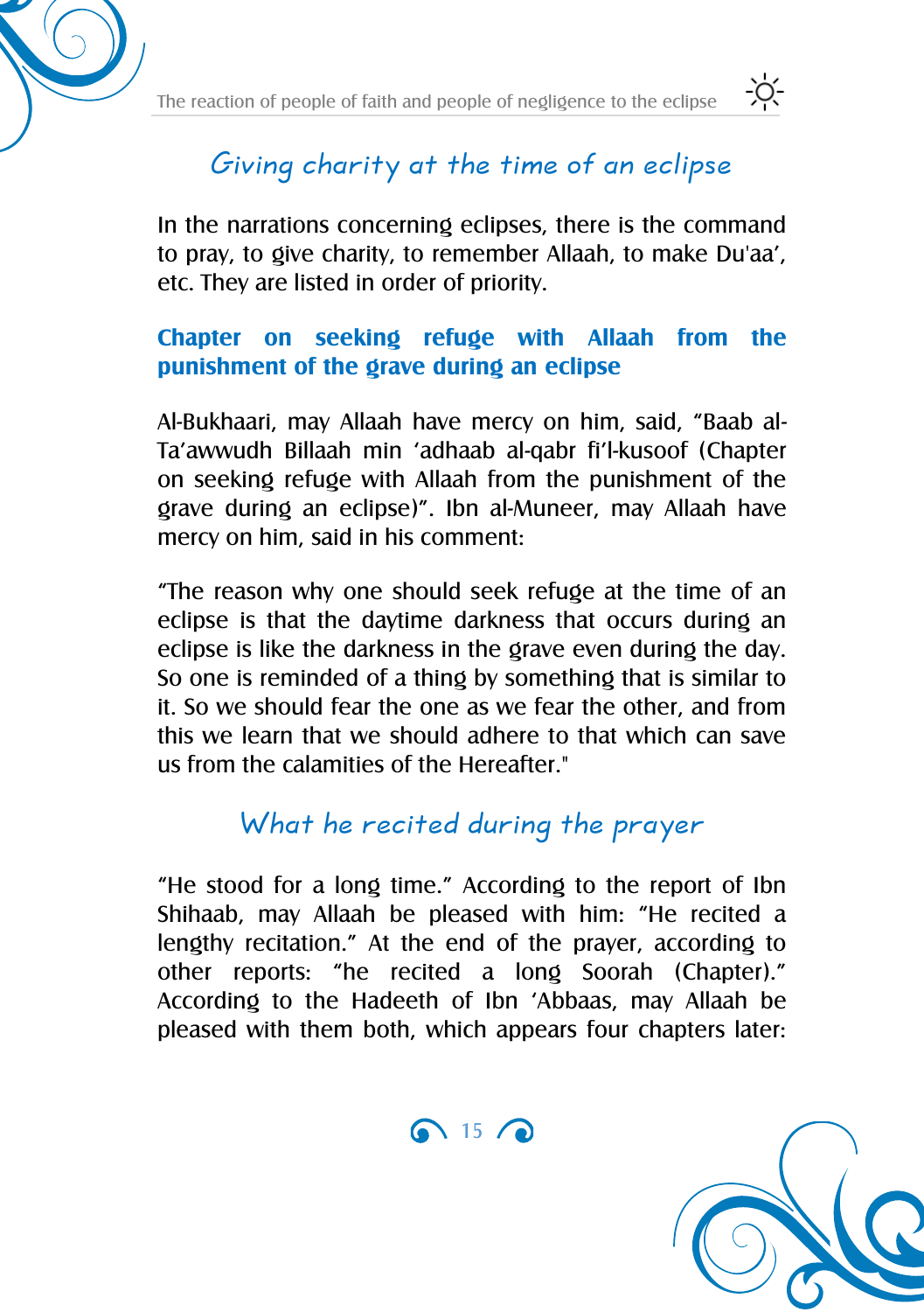## Giving charity at the time of an eclipse

In the narrations concerning eclipses, there is the command to pray, to give charity, to remember Allaah, to make Du'aa', etc. They are listed in order of priority.

### Chapter on seeking refuge with Allaah from the punishment of the grave during an eclipse

Al-Bukhaari, may Allaah have mercy on him, said, "Baab al-Ta'awwudh Billaah min 'adhaab al-qabr fi'l-kusoof (Chapter on seeking refuge with Allaah from the punishment of the grave during an eclipse)". Ibn al-Muneer, may Allaah have mercy on him, said in his comment:

"The reason why one should seek refuge at the time of an eclipse is that the daytime darkness that occurs during an eclipse is like the darkness in the grave even during the day. So one is reminded of a thing by something that is similar to it. So we should fear the one as we fear the other, and from this we learn that we should adhere to that which can save us from the calamities of the Hereafter."

## What he recited during the prayer

"He stood for a long time." According to the report of Ibn Shihaab, may Allaah be pleased with him: "He recited a lengthy recitation." At the end of the prayer, according to other reports: "he recited a long Soorah (Chapter)." According to the Hadeeth of Ibn 'Abbaas, may Allaah be pleased with them both, which appears four chapters later: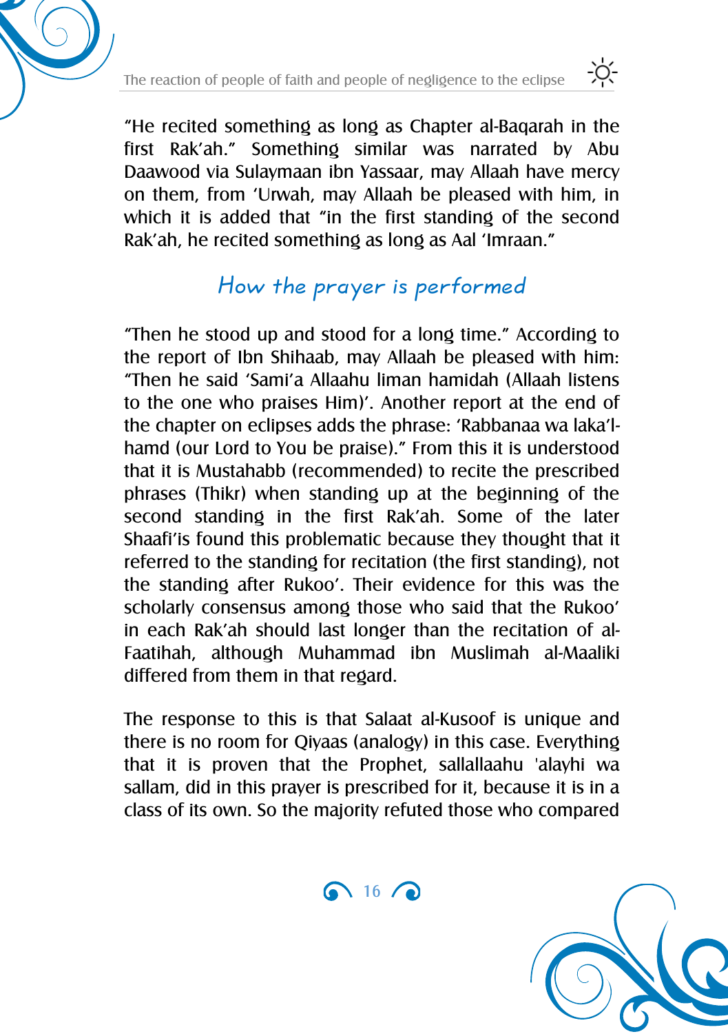"He recited something as long as Chapter al-Baqarah in the first Rak'ah." Something similar was narrated by Abu Daawood via Sulaymaan ibn Yassaar, may Allaah have mercy on them, from 'Urwah, may Allaah be pleased with him, in which it is added that "in the first standing of the second Rak'ah, he recited something as long as Aal 'Imraan."

## How the prayer is performed

"Then he stood up and stood for a long time." According to the report of Ibn Shihaab, may Allaah be pleased with him: "Then he said 'Sami'a Allaahu liman hamidah (Allaah listens to the one who praises Him)'. Another report at the end of the chapter on eclipses adds the phrase: 'Rabbanaa wa laka'l-hamd (our Lord to You be praise).'" From this it is understood that it is Mustahabb (recommended) to recite the prescribed phrases (Thikr) when standing up at the beginning of the second standing in the first Rak'ah. Some of the later Shaafi'is found this problematic because they thought that it referred to the standing for recitation (the first standing), not the standing after Rukoo'. Their evidence for this was the scholarly consensus among those who said that the Rukoo' in each Rak'ah should last longer than the recitation of al-Faatihah, although Muhammad ibn Muslimah al-Maaliki differed from them in that regard.

The response to this is that Salaat al-Kusoof is unique and there is no room for Qiyaas (analogy) in this case. Everything that it is proven that the Prophet, sallallaahu 'alayhi wa sallam, did in this prayer is prescribed for it, because it is in a class of its own. So the majority refuted those who compared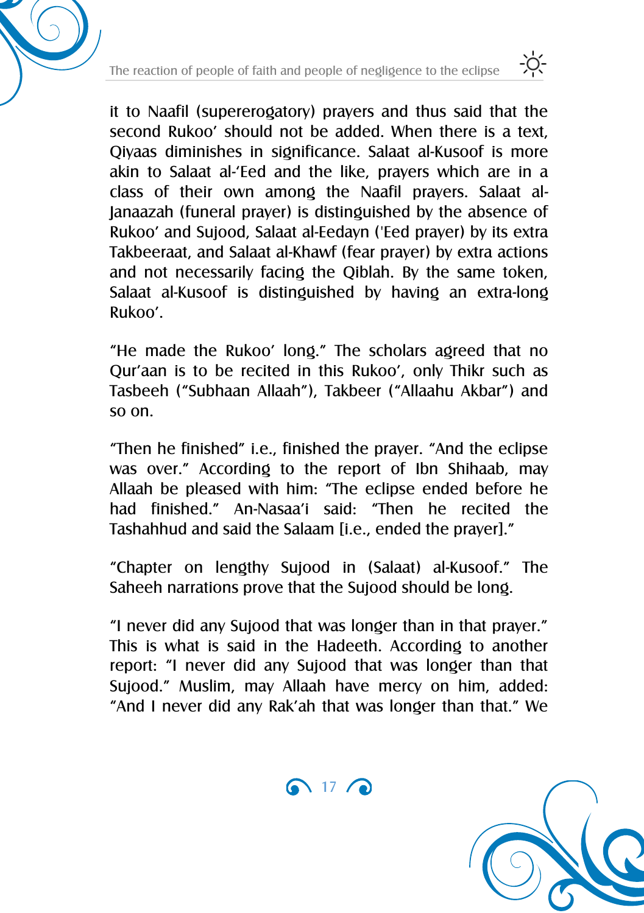it to Naafil (supererogatory) prayers and thus said that the second Rukoo' should not be added. When there is a text, Qiyaas diminishes in significance. Salaat al-Kusoof is more akin to Salaat al-'Eed and the like, prayers which are in a class of their own among the Naafil prayers. Salaat al-Janaazah (funeral prayer) is distinguished by the absence of Rukoo' and Sujood, Salaat al-Eedayn ('Eed prayer) by its extra Takbeeraat, and Salaat al-Khawf (fear prayer) by extra actions and not necessarily facing the Qiblah. By the same token, Salaat al-Kusoof is distinguished by having an extra-long Rukoo'.

"He made the Rukoo' long." The scholars agreed that no Qur'aan is to be recited in this Rukoo', only Thikr such as Tasbeeh ("Subhaan Allaah"), Takbeer ("Allaahu Akbar") and so on.

"Then he finished" i.e., finished the prayer. "And the eclipse was over." According to the report of Ibn Shihaab, may Allaah be pleased with him: "The eclipse ended before he had finished." An-Nasaa'i said: "Then he recited the Tashahhud and said the Salaam [i.e., ended the prayer]."

"Chapter on lengthy Sujood in (Salaat) al-Kusoof." The Saheeh narrations prove that the Sujood should be long.

"I never did any Sujood that was longer than in that prayer." This is what is said in the Hadeeth. According to another report: "I never did any Sujood that was longer than that Sujood." Muslim, may Allaah have mercy on him, added: "And I never did any Rak'ah that was longer than that." We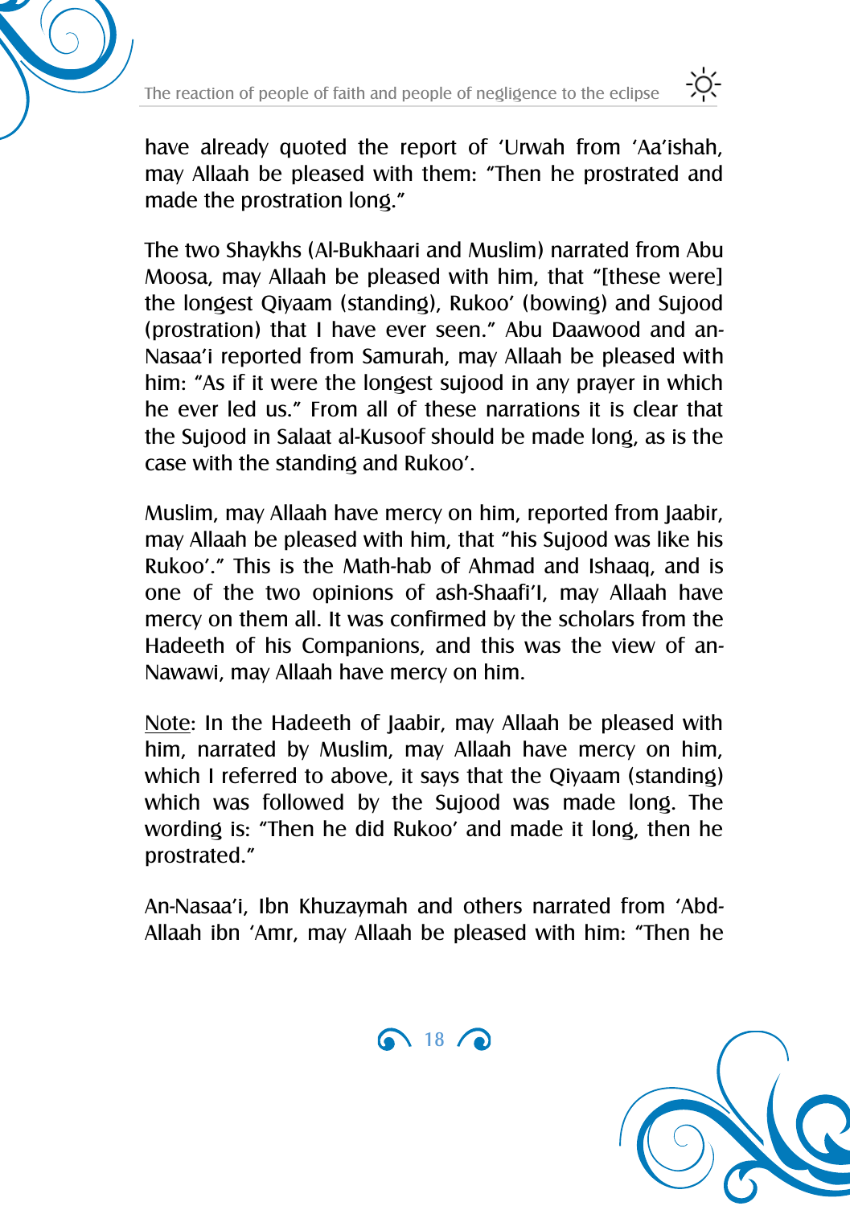have already quoted the report of ‘Urwah from ‘Aa’ishah, may Allaah be pleased with them: “Then he prostrated and made the prostration long.”

The two Shaykhs (Al-Bukhaari and Muslim) narrated from Abu Moosa, may Allaah be pleased with him, that “[these were] the longest Qiyaam (standing), Rukoo’ (bowing) and Sujood (prostration) that I have ever seen.” Abu Daawood and an-Nasaa’i reported from Samurah, may Allaah be pleased with him: “As if it were the longest sujood in any prayer in which he ever led us.” From all of these narrations it is clear that the Sujood in Salaat al-Kusoof should be made long, as is the case with the standing and Rukoo’.

Muslim, may Allaah have mercy on him, reported from Jaabir, may Allaah be pleased with him, that “his Sujood was like his Rukoo’.” This is the Math-hab of Ahmad and Ishaaq, and is one of the two opinions of ash-Shaafi’I, may Allaah have mercy on them all. It was confirmed by the scholars from the Hadeeth of his Companions, and this was the view of an-Nawawi, may Allaah have mercy on him.

<u>Note</u>: In the Hadeeth of Jaabir, may Allaah be pleased with him, narrated by Muslim, may Allaah have mercy on him, which I referred to above, it says that the Qiyaam (standing) which was followed by the Sujood was made long. The wording is: “Then he did Rukoo’ and made it long, then he prostrated.”

An-Nasaa’i, Ibn Khuzaymah and others narrated from ‘Abd-Allaah ibn ‘Amr, may Allaah be pleased with him: “Then he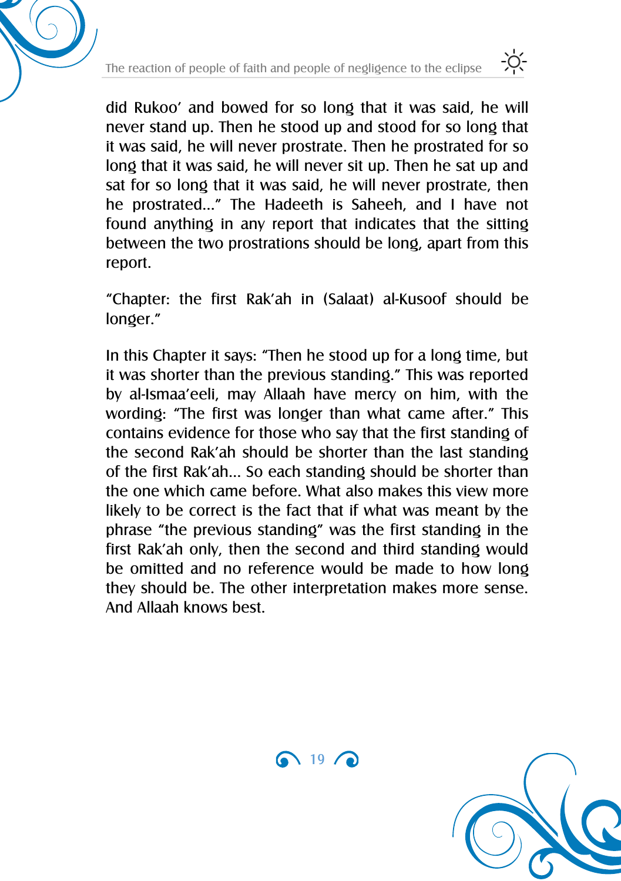did Rukoo' and bowed for so long that it was said, he will never stand up. Then he stood up and stood for so long that it was said, he will never prostrate. Then he prostrated for so long that it was said, he will never sit up. Then he sat up and sat for so long that it was said, he will never prostrate, then he prostrated..." The Hadeeth is Saheeh, and I have not found anything in any report that indicates that the sitting between the two prostrations should be long, apart from this report.

"Chapter: the first Rak'ah in (Salaat) al-Kusoof should be longer."

In this Chapter it says: "Then he stood up for a long time, but it was shorter than the previous standing." This was reported by al-Ismaa'eeli, may Allaah have mercy on him, with the wording: "The first was longer than what came after." This contains evidence for those who say that the first standing of the second Rak'ah should be shorter than the last standing of the first Rak'ah... So each standing should be shorter than the one which came before. What also makes this view more likely to be correct is the fact that if what was meant by the phrase "the previous standing" was the first standing in the first Rak'ah only, then the second and third standing would be omitted and no reference would be made to how long they should be. The other interpretation makes more sense. And Allaah knows best.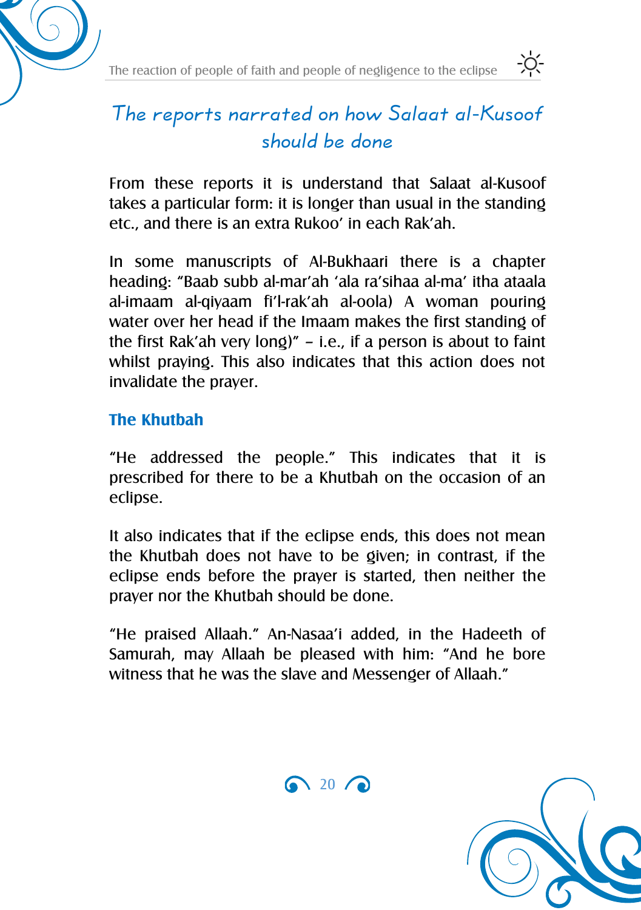## The reports narrated on how Salaat al-Kusoof should be done

From these reports it is understand that Salaat al-Kusoof takes a particular form: it is longer than usual in the standing etc., and there is an extra Rukoo' in each Rak'ah.

In some manuscripts of Al-Bukhaari there is a chapter heading: "Baab subb al-mar'ah 'ala ra'sihaa al-ma' itha ataala al-imaam al-qiyaam fi'l-rak'ah al-oola) A woman pouring water over her head if the Imaam makes the first standing of the first Rak'ah very long)" – i.e., if a person is about to faint whilst praying. This also indicates that this action does not invalidate the prayer.

### The Khutbah

"He addressed the people." This indicates that it is prescribed for there to be a Khutbah on the occasion of an eclipse.

It also indicates that if the eclipse ends, this does not mean the Khutbah does not have to be given; in contrast, if the eclipse ends before the prayer is started, then neither the prayer nor the Khutbah should be done.

"He praised Allaah." An-Nasaa'i added, in the Hadeeth of Samurah, may Allaah be pleased with him: "And he bore witness that he was the slave and Messenger of Allaah."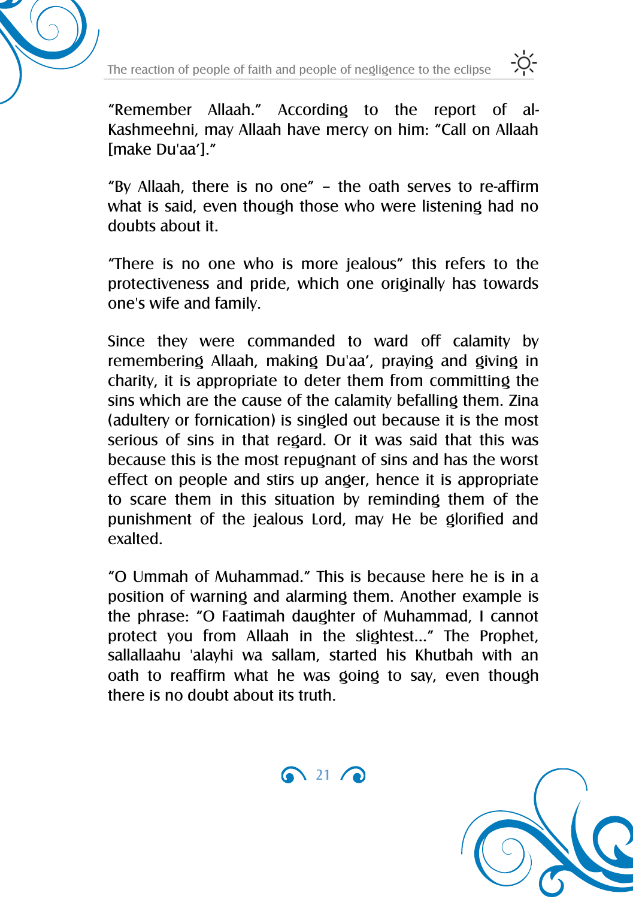"Remember Allaah." According to the report of al-Kashmeehni, may Allaah have mercy on him: "Call on Allaah [make Du'aa']."

"By Allaah, there is no one" – the oath serves to re-affirm what is said, even though those who were listening had no doubts about it.

"There is no one who is more jealous" this refers to the protectiveness and pride, which one originally has towards one's wife and family.

Since they were commanded to ward off calamity by remembering Allaah, making Du'aa', praying and giving in charity, it is appropriate to deter them from committing the sins which are the cause of the calamity befalling them. Zina (adultery or fornication) is singled out because it is the most serious of sins in that regard. Or it was said that this was because this is the most repugnant of sins and has the worst effect on people and stirs up anger, hence it is appropriate to scare them in this situation by reminding them of the punishment of the jealous Lord, may He be glorified and exalted.

"O Ummah of Muhammad." This is because here he is in a position of warning and alarming them. Another example is the phrase: "O Faatimah daughter of Muhammad, I cannot protect you from Allaah in the slightest..." The Prophet, sallallaahu 'alayhi wa sallam, started his Khutbah with an oath to reaffirm what he was going to say, even though there is no doubt about its truth.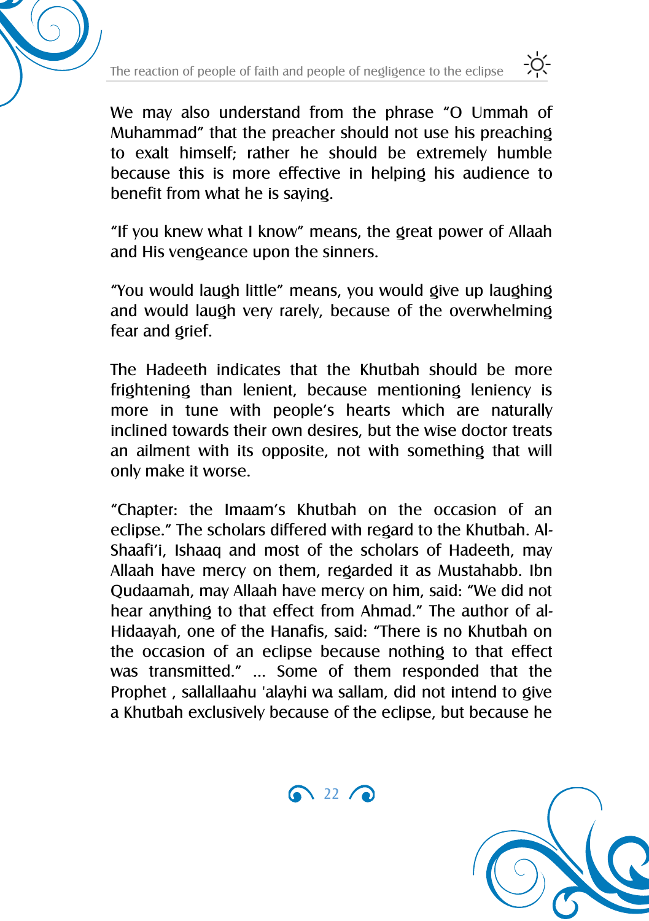We may also understand from the phrase "O Ummah of Muhammad" that the preacher should not use his preaching to exalt himself; rather he should be extremely humble because this is more effective in helping his audience to benefit from what he is saying.

"If you knew what I know" means, the great power of Allaah and His vengeance upon the sinners.

"You would laugh little" means, you would give up laughing and would laugh very rarely, because of the overwhelming fear and grief.

The Hadeeth indicates that the Khutbah should be more frightening than lenient, because mentioning leniency is more in tune with people's hearts which are naturally inclined towards their own desires, but the wise doctor treats an ailment with its opposite, not with something that will only make it worse.

"Chapter: the Imaam's Khutbah on the occasion of an eclipse." The scholars differed with regard to the Khutbah. Al-Shaafi'i, Ishaaq and most of the scholars of Hadeeth, may Allaah have mercy on them, regarded it as Mustahabb. Ibn Qudaamah, may Allaah have mercy on him, said: "We did not hear anything to that effect from Ahmad." The author of al-Hidaayah, one of the Hanafis, said: "There is no Khutbah on the occasion of an eclipse because nothing to that effect was transmitted." ... Some of them responded that the Prophet , sallallaahu 'alayhi wa sallam, did not intend to give a Khutbah exclusively because of the eclipse, but because he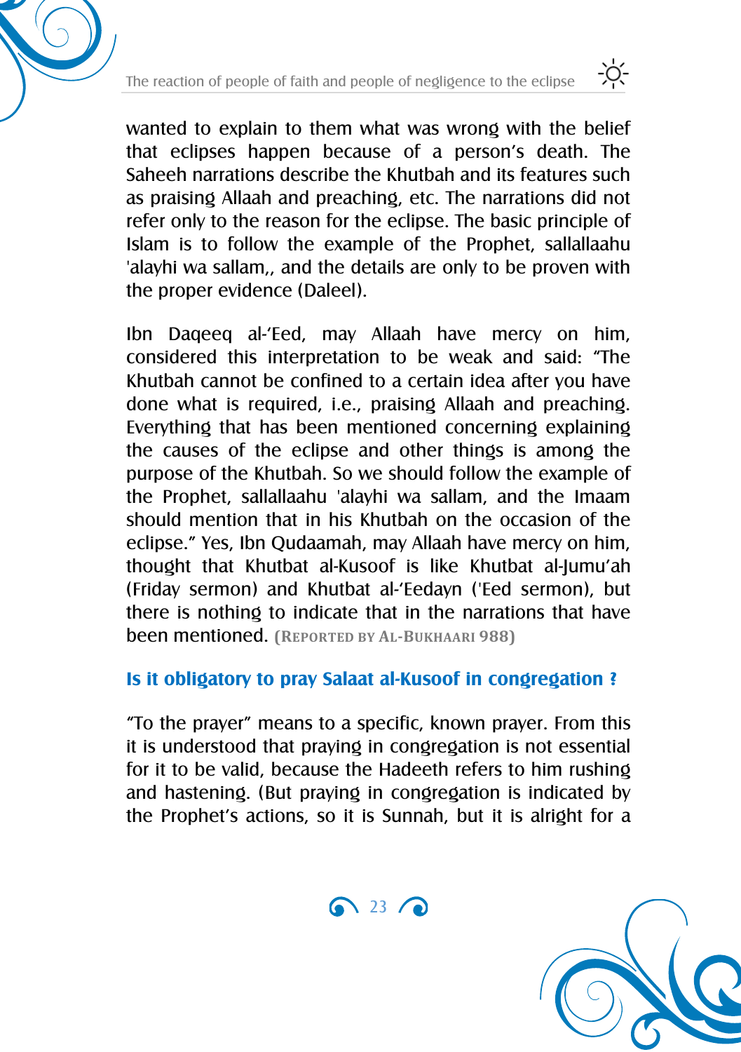wanted to explain to them what was wrong with the belief that eclipses happen because of a person's death. The Saheeh narrations describe the Khutbah and its features such as praising Allaah and preaching, etc. The narrations did not refer only to the reason for the eclipse. The basic principle of Islam is to follow the example of the Prophet, sallallaahu 'alayhi wa sallam,, and the details are only to be proven with the proper evidence (Daleel).

Ibn Daqeeq al-'Eed, may Allaah have mercy on him, considered this interpretation to be weak and said: "The Khutbah cannot be confined to a certain idea after you have done what is required, i.e., praising Allaah and preaching. Everything that has been mentioned concerning explaining the causes of the eclipse and other things is among the purpose of the Khutbah. So we should follow the example of the Prophet, sallallaahu 'alayhi wa sallam, and the Imaam should mention that in his Khutbah on the occasion of the eclipse." Yes, Ibn Qudaamah, may Allaah have mercy on him, thought that Khutbat al-Kusoof is like Khutbat al-Jumu'ah (Friday sermon) and Khutbat al-'Eedayn ('Eed sermon), but there is nothing to indicate that in the narrations that have been mentioned. **(Reported by al-Bukhaari 988)**

## Is it obligatory to pray Salaat al-Kusoof in congregation ?

"To the prayer" means to a specific, known prayer. From this it is understood that praying in congregation is not essential for it to be valid, because the Hadeeth refers to him rushing and hastening. (But praying in congregation is indicated by the Prophet's actions, so it is Sunnah, but it is alright for a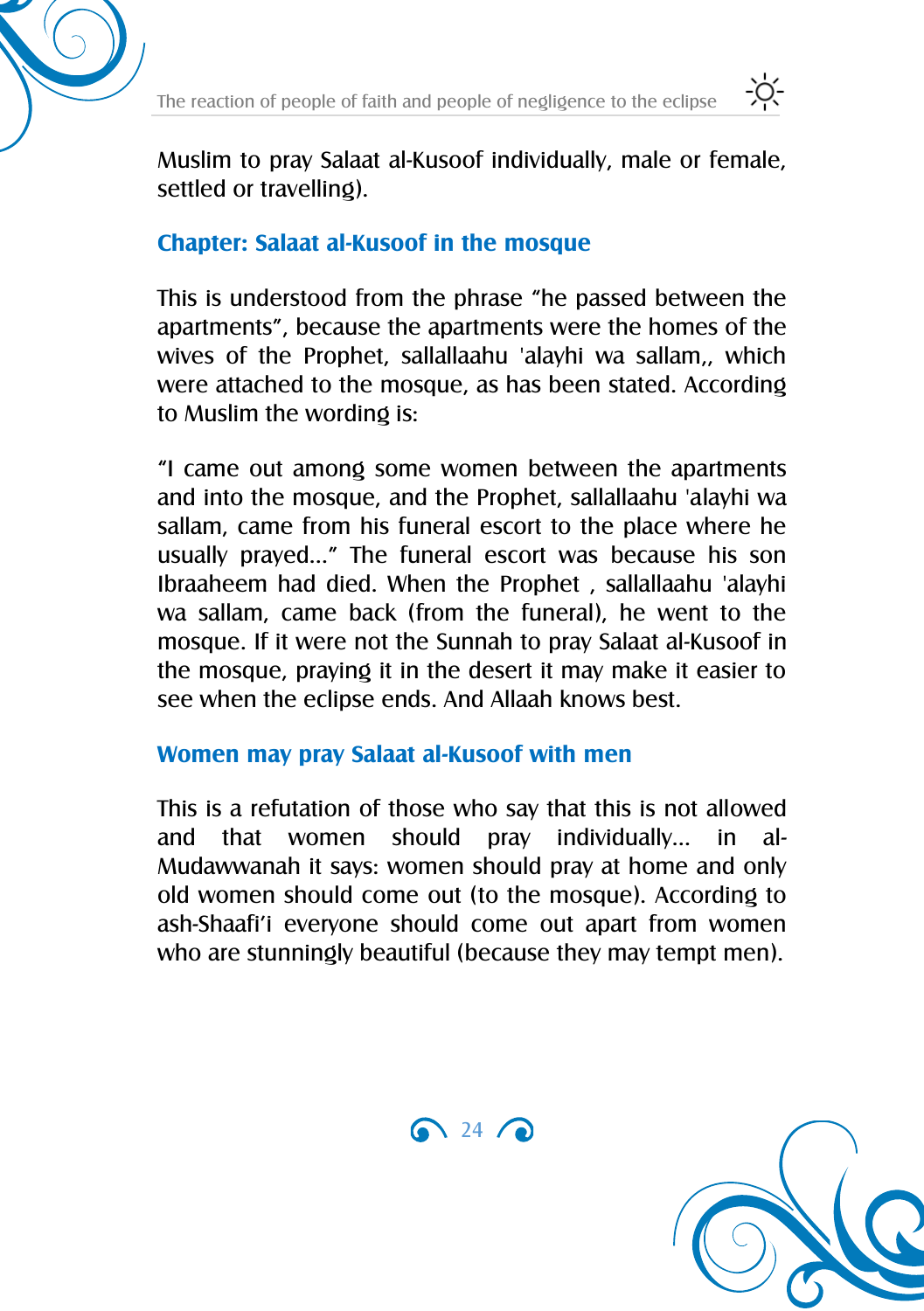Muslim to pray Salaat al-Kusoof individually, male or female, settled or travelling).

## Chapter: Salaat al-Kusoof in the mosque

This is understood from the phrase "he passed between the apartments", because the apartments were the homes of the wives of the Prophet, sallallaahu 'alayhi wa sallam,, which were attached to the mosque, as has been stated. According to Muslim the wording is:

"I came out among some women between the apartments and into the mosque, and the Prophet, sallallaahu 'alayhi wa sallam, came from his funeral escort to the place where he usually prayed…" The funeral escort was because his son Ibraaheem had died. When the Prophet , sallallaahu 'alayhi wa sallam, came back (from the funeral), he went to the mosque. If it were not the Sunnah to pray Salaat al-Kusoof in the mosque, praying it in the desert it may make it easier to see when the eclipse ends. And Allaah knows best.

## Women may pray Salaat al-Kusoof with men

This is a refutation of those who say that this is not allowed and that women should pray individually… in al-Mudawwanah it says: women should pray at home and only old women should come out (to the mosque). According to ash-Shaafi'i everyone should come out apart from women who are stunningly beautiful (because they may tempt men).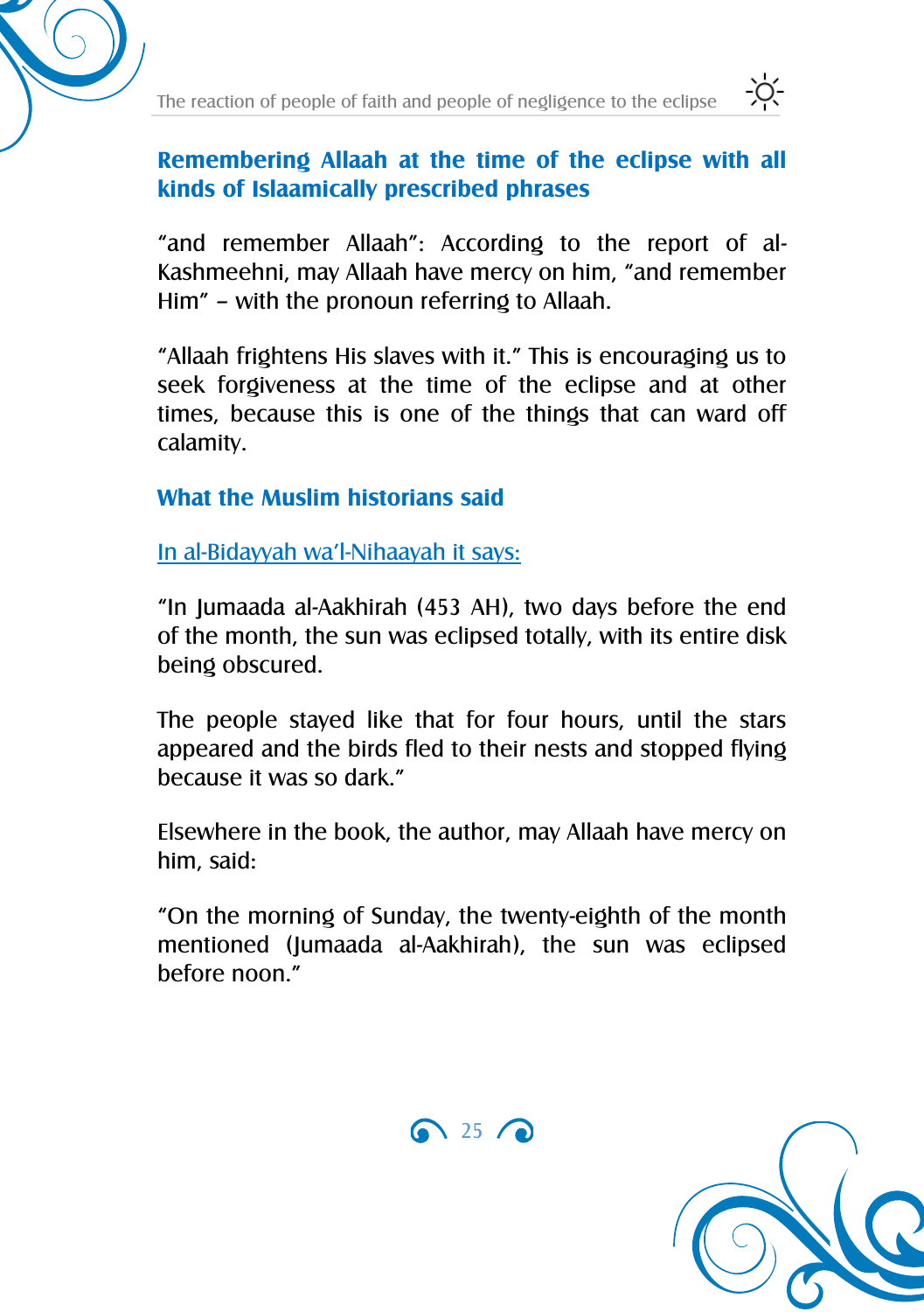## Remembering Allaah at the time of the eclipse with all kinds of Islaamically prescribed phrases

"and remember Allaah": According to the report of al-Kashmeehni, may Allaah have mercy on him, "and remember Him" – with the pronoun referring to Allaah.

"Allaah frightens His slaves with it." This is encouraging us to seek forgiveness at the time of the eclipse and at other times, because this is one of the things that can ward off calamity.

## What the Muslim historians said

In al-Bidayyah wa'l-Nihaayah it says:

"In Jumaada al-Aakhirah (453 AH), two days before the end of the month, the sun was eclipsed totally, with its entire disk being obscured.

The people stayed like that for four hours, until the stars appeared and the birds fled to their nests and stopped flying because it was so dark."

Elsewhere in the book, the author, may Allaah have mercy on him, said:

"On the morning of Sunday, the twenty-eighth of the month mentioned (Jumaada al-Aakhirah), the sun was eclipsed before noon."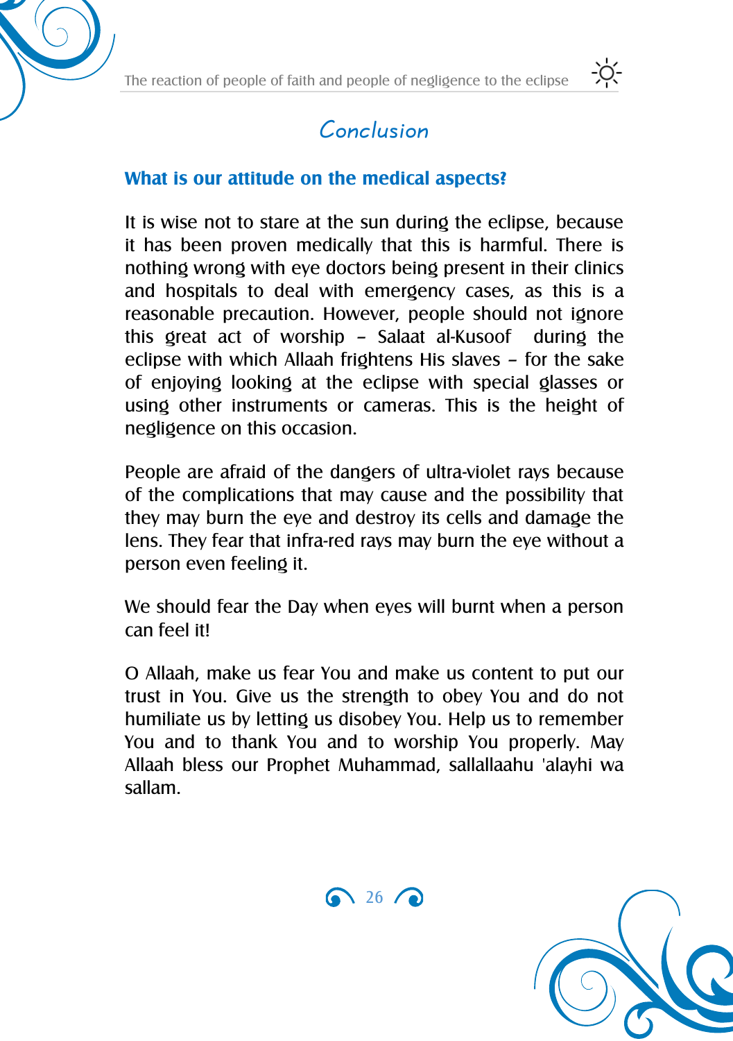# Conclusion

### What is our attitude on the medical aspects?

It is wise not to stare at the sun during the eclipse, because it has been proven medically that this is harmful. There is nothing wrong with eye doctors being present in their clinics and hospitals to deal with emergency cases, as this is a reasonable precaution. However, people should not ignore this great act of worship – Salaat al-Kusoof during the eclipse with which Allaah frightens His slaves – for the sake of enjoying looking at the eclipse with special glasses or using other instruments or cameras. This is the height of negligence on this occasion.

People are afraid of the dangers of ultra-violet rays because of the complications that may cause and the possibility that they may burn the eye and destroy its cells and damage the lens. They fear that infra-red rays may burn the eye without a person even feeling it.

We should fear the Day when eyes will burnt when a person can feel it!

O Allaah, make us fear You and make us content to put our trust in You. Give us the strength to obey You and do not humiliate us by letting us disobey You. Help us to remember You and to thank You and to worship You properly. May Allaah bless our Prophet Muhammad, sallallaahu 'alayhi wa sallam.